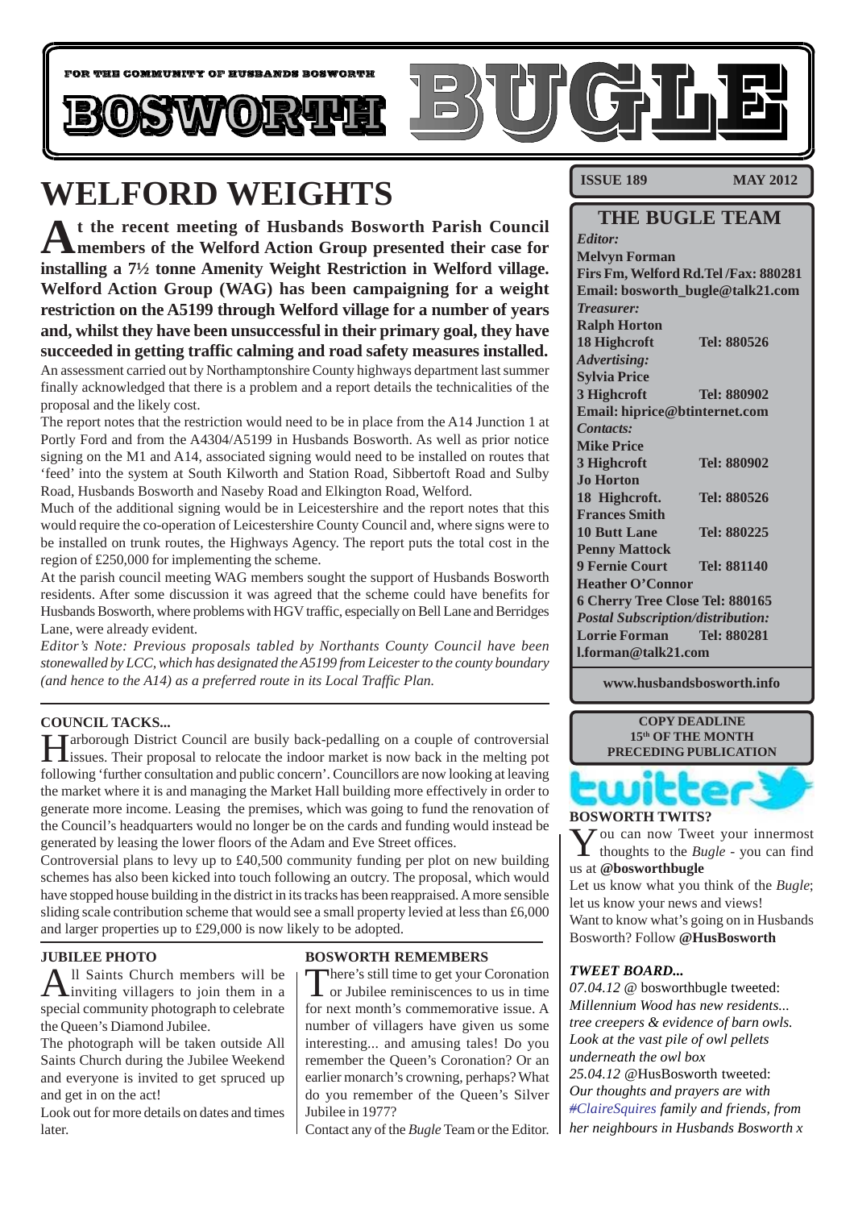FOR THE COMMUNITY OF HUSBANDS BOSWORTH

# BOSWORTH BUGLE

# WELFORD WEIGHTS

**At the recent meeting of Husbands Bosworth Parish Council members of the Welford Action Group presented their case for installing a 7½ tonne Amenity Weight Restriction in Welford village. Welford Action Group (WAG) has been campaigning for a weight restriction on the A5199 through Welford village for a number of years and, whilst they have been unsuccessful in their primary goal, they have succeeded in getting traffic calming and road safety measures installed.**

An assessment carried out by Northamptonshire County highways department last summer finally acknowledged that there is a problem and a report details the technicalities of the proposal and the likely cost.

The report notes that the restriction would need to be in place from the A14 Junction 1 at Portly Ford and from the A4304/A5199 in Husbands Bosworth. As well as prior notice signing on the M1 and A14, associated signing would need to be installed on routes that 'feed' into the system at South Kilworth and Station Road, Sibbertoft Road and Sulby Road, Husbands Bosworth and Naseby Road and Elkington Road, Welford.

Much of the additional signing would be in Leicestershire and the report notes that this would require the co-operation of Leicestershire County Council and, where signs were to be installed on trunk routes, the Highways Agency. The report puts the total cost in the region of £250,000 for implementing the scheme.

At the parish council meeting WAG members sought the support of Husbands Bosworth residents. After some discussion it was agreed that the scheme could have benefits for Husbands Bosworth, where problems with HGV traffic, especially on Bell Lane and Berridges Lane, were already evident.

*Editor's Note: Previous proposals tabled by Northants County Council have been stonewalled by LCC, which has designated the A5199 from Leicester to the county boundary (and hence to the A14) as a preferred route in its Local Traffic Plan.*

### COUNCIL TACKS...

Harborough District Council are busily back-pedalling on a couple of controversial issues. Their proposal to relocate the indoor market is now back in the melting pot following 'further consultation and public concern'. Councillors are now looking at leaving the market where it is and managing the Market Hall building more effectively in order to generate more income. Leasing the premises, which was going to fund the renovation of the Council's headquarters would no longer be on the cards and funding would instead be generated by leasing the lower floors of the Adam and Eve Street offices.

Controversial plans to levy up to £40,500 community funding per plot on new building schemes has also been kicked into touch following an outcry. The proposal, which would have stopped house building in the district in its tracks has been reappraised. A more sensible sliding scale contribution scheme that would see a small property levied at less than £6,000 and larger properties up to £29,000 is now likely to be adopted.

### JUBILEE PHOTO

All Saints Church members will be inviting villagers to join them in a special community photograph to celebrate the Queen's Diamond Jubilee.

The photograph will be taken outside All Saints Church during the Jubilee Weekend and everyone is invited to get spruced up and get in on the act!

Look out for more details on dates and times later.

### BOSWORTH REMEMBERS

There's still time to get your Coronation or Jubilee reminiscences to us in time for next month's commemorative issue. A number of villagers have given us some interesting... and amusing tales! Do you remember the Queen's Coronation? Or an earlier monarch's crowning, perhaps? What do you remember of the Queen's Silver Jubilee in 1977?

Contact any of the *Bugle* Team or the Editor.

**ISSUE 189 — MAY 2012**

## THE BUGLE TEAM

*Editor:*
**Melvyn Forman**
**Firs Fm, Welford Rd. Tel /Fax: 880281**
**Email: bosworth_bugle@talk21.com**

*Treasurer:*
**Ralph Horton**
**18 Highcroft — Tel: 880526**

*Advertising:*
**Sylvia Price**
**3 Highcroft — Tel: 880902**
**Email: hiprice@btinternet.com**

*Contacts:*
**Mike Price**
**3 Highcroft — Tel: 880902**
**Jo Horton**
**18 Highcroft. — Tel: 880526**
**Frances Smith**
**10 Butt Lane — Tel: 880225**
**Penny Mattock**
**9 Fernie Court — Tel: 881140**
**Heather O'Connor**
**6 Cherry Tree Close Tel: 880165**

*Postal Subscription/distribution:*
**Lorrie Forman — Tel: 880281**
**l.forman@talk21.com**

**www.husbandsbosworth.info**

**COPY DEADLINE 15th OF THE MONTH PRECEDING PUBLICATION**

twitter

### BOSWORTH TWITS?

You can now Tweet your innermost thoughts to the *Bugle* - you can find us at **@bosworthbugle**

Let us know what you think of the *Bugle*; let us know your news and views!

Want to know what's going on in Husbands Bosworth? Follow **@HusBosworth**

### *TWEET BOARD...*

*07.04.12* @ bosworthbugle tweeted: *Millennium Wood has new residents... tree creepers & evidence of barn owls. Look at the vast pile of owl pellets underneath the owl box*

*25.04.12* @HusBosworth tweeted: *Our thoughts and prayers are with #ClaireSquires family and friends, from her neighbours in Husbands Bosworth x*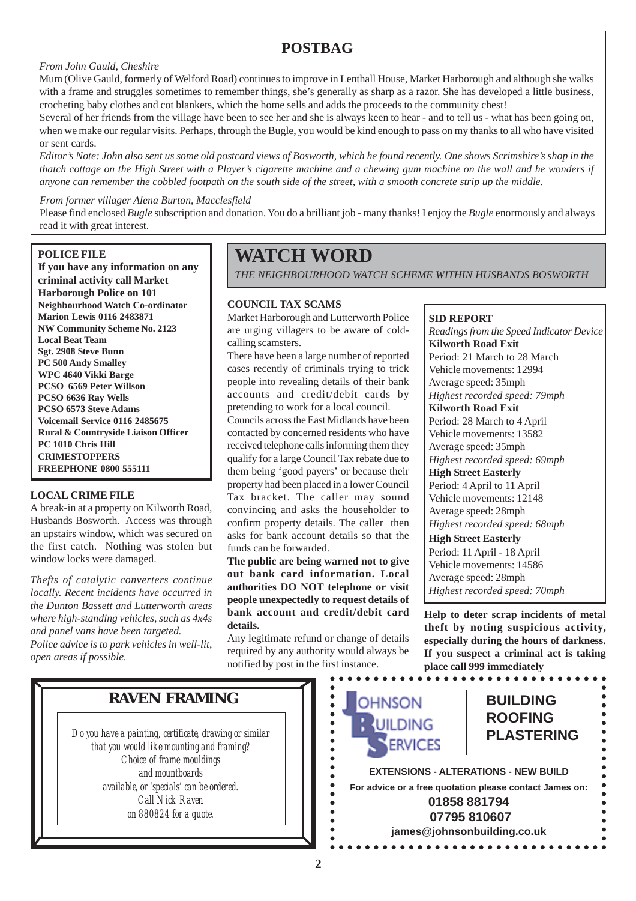# POSTBAG

*From John Gauld, Cheshire*

Mum (Olive Gauld, formerly of Welford Road) continues to improve in Lenthall House, Market Harborough and although she walks with a frame and struggles sometimes to remember things, she's generally as sharp as a razor. She has developed a little business, crocheting baby clothes and cot blankets, which the home sells and adds the proceeds to the community chest!

Several of her friends from the village have been to see her and she is always keen to hear - and to tell us - what has been going on, when we make our regular visits. Perhaps, through the Bugle, you would be kind enough to pass on my thanks to all who have visited or sent cards.

*Editor's Note: John also sent us some old postcard views of Bosworth, which he found recently. One shows Scrimshire's shop in the thatch cottage on the High Street with a Player's cigarette machine and a chewing gum machine on the wall and he wonders if anyone can remember the cobbled footpath on the south side of the street, with a smooth concrete strip up the middle.*

*From former villager Alena Burton, Macclesfield*

Please find enclosed *Bugle* subscription and donation. You do a brilliant job - many thanks! I enjoy the *Bugle* enormously and always read it with great interest.

**POLICE FILE**

**If you have any information on any criminal activity call Market Harborough Police on 101**

**Neighbourhood Watch Co-ordinator**
**Marion Lewis 0116 2483871**
**NW Community Scheme No. 2123**
**Local Beat Team**
**Sgt. 2908 Steve Bunn**
**PC 500 Andy Smalley**
**WPC 4640 Vikki Barge**
**PCSO 6569 Peter Willson**
**PCSO 6636 Ray Wells**
**PCSO 6573 Steve Adams**
**Voicemail Service 0116 2485675**
**Rural & Countryside Liaison Officer**
**PC 1010 Chris Hill**
**CRIMESTOPPERS**
**FREEPHONE 0800 555111**

**LOCAL CRIME FILE**

A break-in at a property on Kilworth Road, Husbands Bosworth. Access was through an upstairs window, which was secured on the first catch. Nothing was stolen but window locks were damaged.

*Thefts of catalytic converters continue locally. Recent incidents have occurred in the Dunton Bassett and Lutterworth areas where high-standing vehicles, such as 4x4s and panel vans have been targeted.*

*Police advice is to park vehicles in well-lit, open areas if possible.*

# WATCH WORD

*THE NEIGHBOURHOOD WATCH SCHEME WITHIN HUSBANDS BOSWORTH*

**COUNCIL TAX SCAMS**

Market Harborough and Lutterworth Police are urging villagers to be aware of cold-calling scamsters.

There have been a large number of reported cases recently of criminals trying to trick people into revealing details of their bank accounts and credit/debit cards by pretending to work for a local council.

Councils across the East Midlands have been contacted by concerned residents who have received telephone calls informing them they qualify for a large Council Tax rebate due to them being 'good payers' or because their property had been placed in a lower Council Tax bracket. The caller may sound convincing and asks the householder to confirm property details. The caller then asks for bank account details so that the funds can be forwarded.

**The public are being warned not to give out bank card information. Local authorities DO NOT telephone or visit people unexpectedly to request details of bank account and credit/debit card details.**

Any legitimate refund or change of details required by any authority would always be notified by post in the first instance.

**SID REPORT**

*Readings from the Speed Indicator Device*

**Kilworth Road Exit**
Period: 21 March to 28 March
Vehicle movements: 12994
Average speed: 35mph
*Highest recorded speed: 79mph*

**Kilworth Road Exit**
Period: 28 March to 4 April
Vehicle movements: 13582
Average speed: 35mph
*Highest recorded speed: 69mph*

**High Street Easterly**
Period: 4 April to 11 April
Vehicle movements: 12148
Average speed: 28mph
*Highest recorded speed: 68mph*

**High Street Easterly**
Period: 11 April - 18 April
Vehicle movements: 14586
Average speed: 28mph
*Highest recorded speed: 70mph*

**Help to deter scrap incidents of metal theft by noting suspicious activity, especially during the hours of darkness. If you suspect a criminal act is taking place call 999 immediately**

**RAVEN FRAMING**

*Do you have a painting, certificate, drawing or similar that you would like mounting and framing?*
*Choice of frame mouldings and mountboards available, or 'specials' can be ordered.*
*Call Nick Raven on 880824 for a quote.*

**JOHNSON BUILDING SERVICES**

**BUILDING**
**ROOFING**
**PLASTERING**

**EXTENSIONS - ALTERATIONS - NEW BUILD**

**For advice or a free quotation please contact James on:**

**01858 881794**
**07795 810607**
**james@johnsonbuilding.co.uk**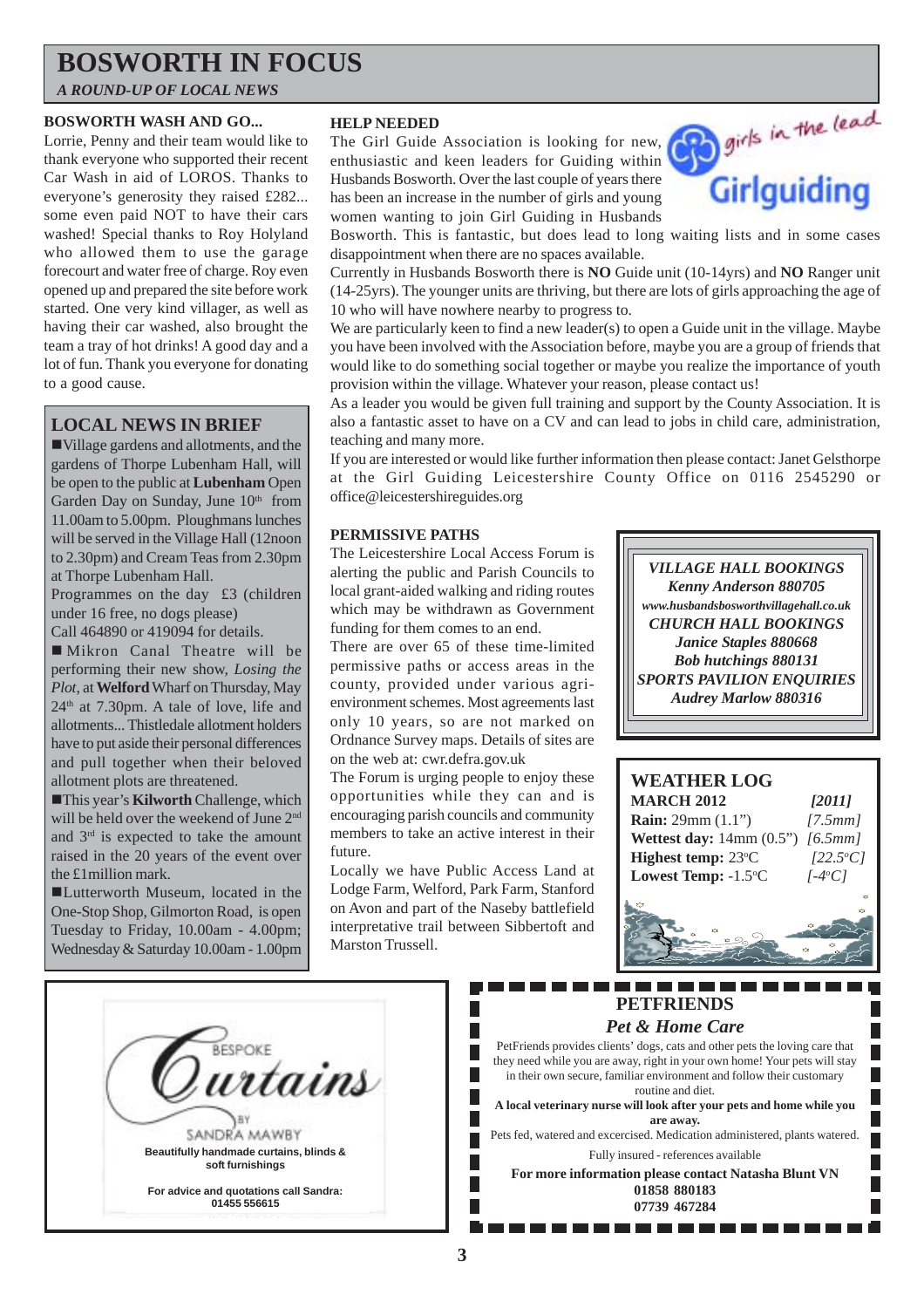# BOSWORTH IN FOCUS

*A ROUND-UP OF LOCAL NEWS*

### BOSWORTH WASH AND GO...

Lorrie, Penny and their team would like to thank everyone who supported their recent Car Wash in aid of LOROS. Thanks to everyone's generosity they raised £282... some even paid NOT to have their cars washed! Special thanks to Roy Holyland who allowed them to use the garage forecourt and water free of charge. Roy even opened up and prepared the site before work started. One very kind villager, as well as having their car washed, also brought the team a tray of hot drinks! A good day and a lot of fun. Thank you everyone for donating to a good cause.

## LOCAL NEWS IN BRIEF

■ Village gardens and allotments, and the gardens of Thorpe Lubenham Hall, will be open to the public at **Lubenham** Open Garden Day on Sunday, June 10th from 11.00am to 5.00pm. Ploughmans lunches will be served in the Village Hall (12noon to 2.30pm) and Cream Teas from 2.30pm at Thorpe Lubenham Hall.

Programmes on the day £3 (children under 16 free, no dogs please)

Call 464890 or 419094 for details.

■ Mikron Canal Theatre will be performing their new show, *Losing the Plot*, at **Welford** Wharf on Thursday, May 24th at 7.30pm. A tale of love, life and allotments... Thistledale allotment holders have to put aside their personal differences and pull together when their beloved allotment plots are threatened.

■ This year's **Kilworth** Challenge, which will be held over the weekend of June 2nd and 3rd is expected to take the amount raised in the 20 years of the event over the £1million mark.

■ Lutterworth Museum, located in the One-Stop Shop, Gilmorton Road, is open Tuesday to Friday, 10.00am - 4.00pm; Wednesday & Saturday 10.00am - 1.00pm

### HELP NEEDED

girls in the lead
Girlguiding

The Girl Guide Association is looking for new, enthusiastic and keen leaders for Guiding within Husbands Bosworth. Over the last couple of years there has been an increase in the number of girls and young women wanting to join Girl Guiding in Husbands Bosworth. This is fantastic, but does lead to long waiting lists and in some cases disappointment when there are no spaces available.

Currently in Husbands Bosworth there is **NO** Guide unit (10-14yrs) and **NO** Ranger unit (14-25yrs). The younger units are thriving, but there are lots of girls approaching the age of 10 who will have nowhere nearby to progress to.

We are particularly keen to find a new leader(s) to open a Guide unit in the village. Maybe you have been involved with the Association before, maybe you are a group of friends that would like to do something social together or maybe you realize the importance of youth provision within the village. Whatever your reason, please contact us!

As a leader you would be given full training and support by the County Association. It is also a fantastic asset to have on a CV and can lead to jobs in child care, administration, teaching and many more.

If you are interested or would like further information then please contact: Janet Gelsthorpe at the Girl Guiding Leicestershire County Office on 0116 2545290 or office@leicestershireguides.org

### PERMISSIVE PATHS

The Leicestershire Local Access Forum is alerting the public and Parish Councils to local grant-aided walking and riding routes which may be withdrawn as Government funding for them comes to an end.

There are over 65 of these time-limited permissive paths or access areas in the county, provided under various agri-environment schemes. Most agreements last only 10 years, so are not marked on Ordnance Survey maps. Details of sites are on the web at: cwr.defra.gov.uk

The Forum is urging people to enjoy these opportunities while they can and is encouraging parish councils and community members to take an active interest in their future.

Locally we have Public Access Land at Lodge Farm, Welford, Park Farm, Stanford on Avon and part of the Naseby battlefield interpretative trail between Sibbertoft and Marston Trussell.

***VILLAGE HALL BOOKINGS***
***Kenny Anderson 880705***
***www.husbandsbosworthvillagehall.co.uk***
***CHURCH HALL BOOKINGS***
***Janice Staples 880668***
***Bob hutchings 880131***
***SPORTS PAVILION ENQUIRIES***
***Audrey Marlow 880316***

## WEATHER LOG

| **MARCH 2012** | ***[2011]*** |
|---|---|
| **Rain:** 29mm (1.1") | *[7.5mm]* |
| **Wettest day:** 14mm (0.5") | *[6.5mm]* |
| **Highest temp:** 23°C | *[22.5°C]* |
| **Lowest Temp:** -1.5°C | *[-4°C]* |

BESPOKE *Curtains* BY SANDRA MAWBY

**Beautifully handmade curtains, blinds & soft furnishings**

**For advice and quotations call Sandra: 01455 556615**

## PETFRIENDS

***Pet & Home Care***

PetFriends provides clients' dogs, cats and other pets the loving care that they need while you are away, right in your own home! Your pets will stay in their own secure, familiar environment and follow their customary routine and diet.

**A local veterinary nurse will look after your pets and home while you are away.**

Pets fed, watered and excercised. Medication administered, plants watered.

Fully insured - references available

**For more information please contact Natasha Blunt VN**
**01858 880183**
**07739 467284**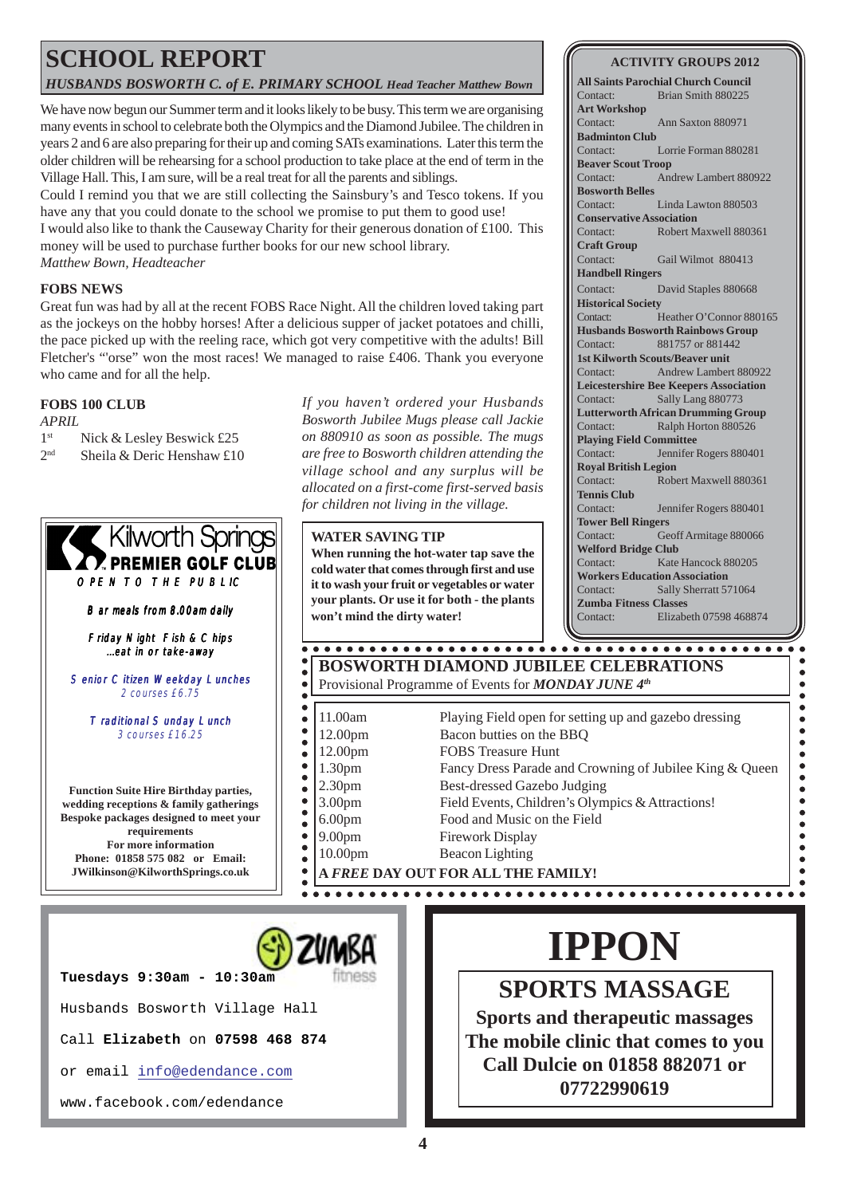# SCHOOL REPORT

***HUSBANDS BOSWORTH C. of E. PRIMARY SCHOOL** Head Teacher Matthew Bown*

We have now begun our Summer term and it looks likely to be busy. This term we are organising many events in school to celebrate both the Olympics and the Diamond Jubilee. The children in years 2 and 6 are also preparing for their up and coming SATs examinations. Later this term the older children will be rehearsing for a school production to take place at the end of term in the Village Hall. This, I am sure, will be a real treat for all the parents and siblings.

Could I remind you that we are still collecting the Sainsbury's and Tesco tokens. If you have any that you could donate to the school we promise to put them to good use!

I would also like to thank the Causeway Charity for their generous donation of £100. This money will be used to purchase further books for our new school library.

*Matthew Bown, Headteacher*

### FOBS NEWS

Great fun was had by all at the recent FOBS Race Night. All the children loved taking part as the jockeys on the hobby horses! After a delicious supper of jacket potatoes and chilli, the pace picked up with the reeling race, which got very competitive with the adults! Bill Fletcher's "'orse" won the most races! We managed to raise £406. Thank you everyone who came and for all the help.

### FOBS 100 CLUB

*APRIL*

- 1st Nick & Lesley Beswick £25
- 2nd Sheila & Deric Henshaw £10

*If you haven't ordered your Husbands Bosworth Jubilee Mugs please call Jackie on 880910 as soon as possible. The mugs are free to Bosworth children attending the village school and any surplus will be allocated on a first-come first-served basis for children not living in the village.*

**Kilworth Springs PREMIER GOLF CLUB**

OPEN TO THE PUBLIC

Bar meals from 8.00am daily

Friday Night Fish & Chips ...eat in or take-away

Senior Citizen Weekday Lunches 2 courses £6.75

Traditional Sunday Lunch 3 courses £16.25

**Function Suite Hire Birthday parties, wedding receptions & family gatherings Bespoke packages designed to meet your requirements**
**For more information**
**Phone: 01858 575 082 or Email: JWilkinson@KilworthSprings.co.uk**

### WATER SAVING TIP

**When running the hot-water tap save the cold water that comes through first and use it to wash your fruit or vegetables or water your plants. Or use it for both - the plants won't mind the dirty water!**

### ACTIVITY GROUPS 2012

| Group | Contact |
|---|---|
| **All Saints Parochial Church Council** | Brian Smith 880225 |
| **Art Workshop** | Ann Saxton 880971 |
| **Badminton Club** | Lorrie Forman 880281 |
| **Beaver Scout Troop** | Andrew Lambert 880922 |
| **Bosworth Belles** | Linda Lawton 880503 |
| **Conservative Association** | Robert Maxwell 880361 |
| **Craft Group** | Gail Wilmot 880413 |
| **Handbell Ringers** | David Staples 880668 |
| **Historical Society** | Heather O'Connor 880165 |
| **Husbands Bosworth Rainbows Group** | 881757 or 881442 |
| **1st Kilworth Scouts/Beaver unit** | Andrew Lambert 880922 |
| **Leicestershire Bee Keepers Association** | Sally Lang 880773 |
| **Lutterworth African Drumming Group** | Ralph Horton 880526 |
| **Playing Field Committee** | Jennifer Rogers 880401 |
| **Royal British Legion** | Robert Maxwell 880361 |
| **Tennis Club** | Jennifer Rogers 880401 |
| **Tower Bell Ringers** | Geoff Armitage 880066 |
| **Welford Bridge Club** | Kate Hancock 880205 |
| **Workers Education Association** | Sally Sherratt 571064 |
| **Zumba Fitness Classes** | Elizabeth 07598 468874 |

## BOSWORTH DIAMOND JUBILEE CELEBRATIONS

Provisional Programme of Events for ***MONDAY JUNE 4th***

| Time | Event |
|---|---|
| 11.00am | Playing Field open for setting up and gazebo dressing |
| 12.00pm | Bacon butties on the BBQ |
| 12.00pm | FOBS Treasure Hunt |
| 1.30pm | Fancy Dress Parade and Crowning of Jubilee King & Queen |
| 2.30pm | Best-dressed Gazebo Judging |
| 3.00pm | Field Events, Children's Olympics & Attractions! |
| 6.00pm | Food and Music on the Field |
| 9.00pm | Firework Display |
| 10.00pm | Beacon Lighting |

**A *FREE* DAY OUT FOR ALL THE FAMILY!**

**ZUMBA fitness**

**Tuesdays 9:30am - 10:30am**

Husbands Bosworth Village Hall

Call **Elizabeth** on **07598 468 874**

or email info@edendance.com

www.facebook.com/edendance

# IPPON

## SPORTS MASSAGE

**Sports and therapeutic massages**
**The mobile clinic that comes to you**
**Call Dulcie on 01858 882071 or 07722990619**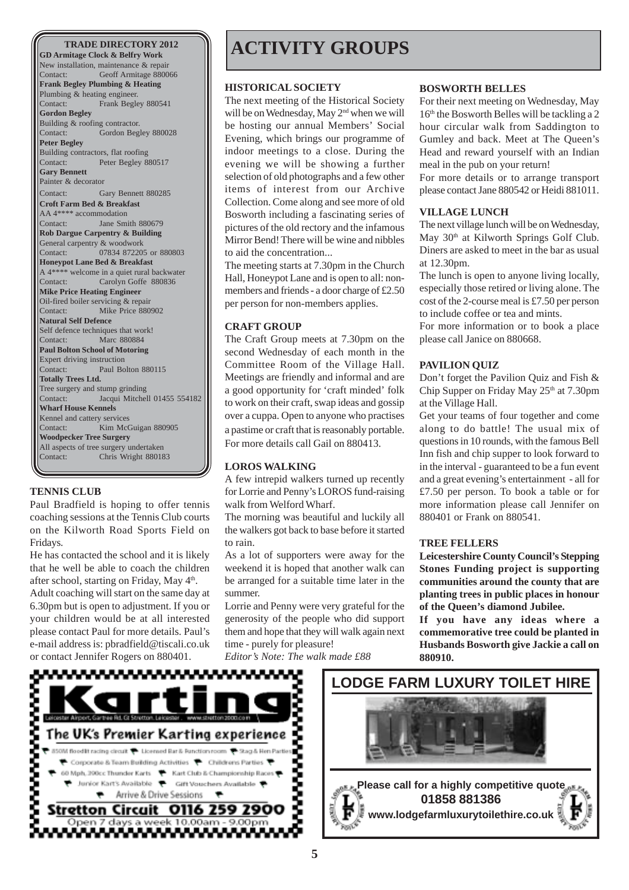## TRADE DIRECTORY 2012

**GD Armitage Clock & Belfry Work**
New installation, maintenance & repair
Contact: Geoff Armitage 880066

**Frank Begley Plumbing & Heating**
Plumbing & heating engineer.
Contact: Frank Begley 880541

**Gordon Begley**
Building & roofing contractor.
Contact: Gordon Begley 880028

**Peter Begley**
Building contractors, flat roofing
Contact: Peter Begley 880517

**Gary Bennett**
Painter & decorator
Contact: Gary Bennett 880285

**Croft Farm Bed & Breakfast**
AA 4**** accommodation
Contact: Jane Smith 880679

**Rob Dargue Carpentry & Building**
General carpentry & woodwork
Contact: 07834 872205 or 880803

**Honeypot Lane Bed & Breakfast**
A 4**** welcome in a quiet rural backwater
Contact: Carolyn Goffe 880836

**Mike Price Heating Engineer**
Oil-fired boiler servicing & repair
Contact: Mike Price 880902

**Natural Self Defence**
Self defence techniques that work!
Contact: Marc 880884

**Paul Bolton School of Motoring**
Expert driving instruction
Contact: Paul Bolton 880115

**Totally Trees Ltd.**
Tree surgery and stump grinding
Contact: Jacqui Mitchell 01455 554182

**Wharf House Kennels**
Kennel and cattery services
Contact: Kim McGuigan 880905

**Woodpecker Tree Surgery**
All aspects of tree surgery undertaken
Contact: Chris Wright 880183

### TENNIS CLUB

Paul Bradfield is hoping to offer tennis coaching sessions at the Tennis Club courts on the Kilworth Road Sports Field on Fridays.

He has contacted the school and it is likely that he well be able to coach the children after school, starting on Friday, May 4th.

Adult coaching will start on the same day at 6.30pm but is open to adjustment. If you or your children would be at all interested please contact Paul for more details. Paul's e-mail address is: pbradfield@tiscali.co.uk or contact Jennifer Rogers on 880401.

# ACTIVITY GROUPS

### HISTORICAL SOCIETY

The next meeting of the Historical Society will be on Wednesday, May 2nd when we will be hosting our annual Members' Social Evening, which brings our programme of indoor meetings to a close. During the evening we will be showing a further selection of old photographs and a few other items of interest from our Archive Collection. Come along and see more of old Bosworth including a fascinating series of pictures of the old rectory and the infamous Mirror Bend! There will be wine and nibbles to aid the concentration...

The meeting starts at 7.30pm in the Church Hall, Honeypot Lane and is open to all: non-members and friends - a door charge of £2.50 per person for non-members applies.

### CRAFT GROUP

The Craft Group meets at 7.30pm on the second Wednesday of each month in the Committee Room of the Village Hall. Meetings are friendly and informal and are a good opportunity for 'craft minded' folk to work on their craft, swap ideas and gossip over a cuppa. Open to anyone who practises a pastime or craft that is reasonably portable. For more details call Gail on 880413.

### LOROS WALKING

A few intrepid walkers turned up recently for Lorrie and Penny's LOROS fund-raising walk from Welford Wharf.

The morning was beautiful and luckily all the walkers got back to base before it started to rain.

As a lot of supporters were away for the weekend it is hoped that another walk can be arranged for a suitable time later in the summer.

Lorrie and Penny were very grateful for the generosity of the people who did support them and hope that they will walk again next time - purely for pleasure!

*Editor's Note: The walk made £88*

### BOSWORTH BELLES

For their next meeting on Wednesday, May 16th the Bosworth Belles will be tackling a 2 hour circular walk from Saddington to Gumley and back. Meet at The Queen's Head and reward yourself with an Indian meal in the pub on your return!

For more details or to arrange transport please contact Jane 880542 or Heidi 881011.

### VILLAGE LUNCH

The next village lunch will be on Wednesday, May 30th at Kilworth Springs Golf Club. Diners are asked to meet in the bar as usual at 12.30pm.

The lunch is open to anyone living locally, especially those retired or living alone. The cost of the 2-course meal is £7.50 per person to include coffee or tea and mints.

For more information or to book a place please call Janice on 880668.

### PAVILION QUIZ

Don't forget the Pavilion Quiz and Fish & Chip Supper on Friday May 25th at 7.30pm at the Village Hall.

Get your teams of four together and come along to do battle! The usual mix of questions in 10 rounds, with the famous Bell Inn fish and chip supper to look forward to in the interval - guaranteed to be a fun event and a great evening's entertainment - all for £7.50 per person. To book a table or for more information please call Jennifer on 880401 or Frank on 880541.

### TREE FELLERS

**Leicestershire County Council's Stepping Stones Funding project is supporting communities around the county that are planting trees in public places in honour of the Queen's diamond Jubilee.**

**If you have any ideas where a commemorative tree could be planted in Husbands Bosworth give Jackie a call on 880910.**

**Karting**

Leicester Airport, Gartree Rd, Gt Stretton, Leicester . www.stretton2000.co.uk

The UK's Premier Karting experience

850M floodlit racing circuit · Licensed Bar & Function room · Stag & Hen Parties · Corporate & Team Building Activities · Childrens Parties · 60 Mph, 390cc Thunder Karts · Kart Club & Championship Races · Junior Kart's Available · Gift Vouchers Available · Arrive & Drive Sessions

**Stretton Circuit 0116 259 2900**

Open 7 days a week 10.00am - 9.00pm

**LODGE FARM LUXURY TOILET HIRE**

Please call for a highly competitive quote

**01858 881386**

**www.lodgefarmluxurytoilethire.co.uk**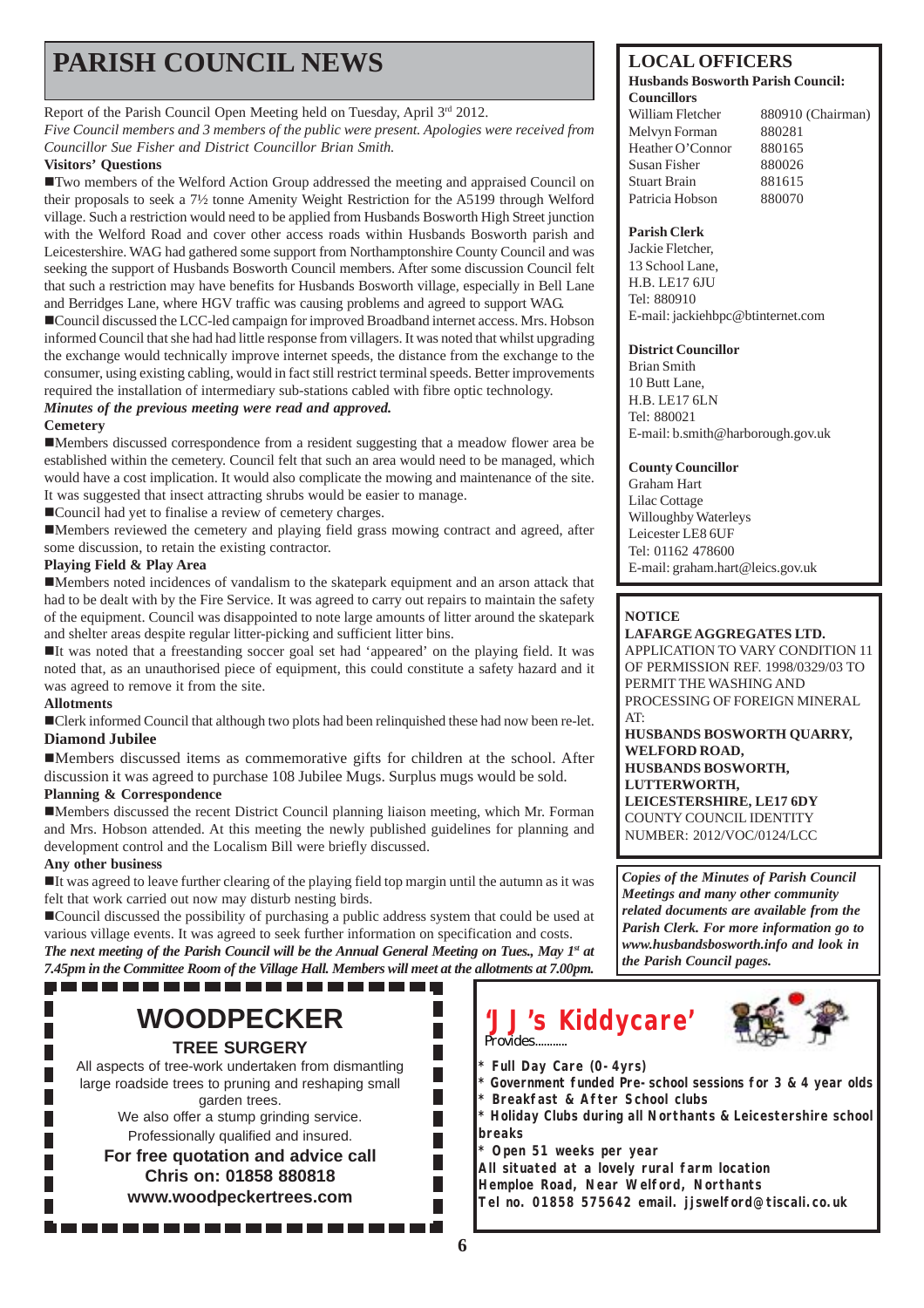# PARISH COUNCIL NEWS

Report of the Parish Council Open Meeting held on Tuesday, April 3rd 2012.

*Five Council members and 3 members of the public were present. Apologies were received from Councillor Sue Fisher and District Councillor Brian Smith.*

**Visitors' Questions**

■Two members of the Welford Action Group addressed the meeting and appraised Council on their proposals to seek a 7½ tonne Amenity Weight Restriction for the A5199 through Welford village. Such a restriction would need to be applied from Husbands Bosworth High Street junction with the Welford Road and cover other access roads within Husbands Bosworth parish and Leicestershire. WAG had gathered some support from Northamptonshire County Council and was seeking the support of Husbands Bosworth Council members. After some discussion Council felt that such a restriction may have benefits for Husbands Bosworth village, especially in Bell Lane and Berridges Lane, where HGV traffic was causing problems and agreed to support WAG.

■Council discussed the LCC-led campaign for improved Broadband internet access. Mrs. Hobson informed Council that she had had little response from villagers. It was noted that whilst upgrading the exchange would technically improve internet speeds, the distance from the exchange to the consumer, using existing cabling, would in fact still restrict terminal speeds. Better improvements required the installation of intermediary sub-stations cabled with fibre optic technology.

***Minutes of the previous meeting were read and approved.***

**Cemetery**

■Members discussed correspondence from a resident suggesting that a meadow flower area be established within the cemetery. Council felt that such an area would need to be managed, which would have a cost implication. It would also complicate the mowing and maintenance of the site. It was suggested that insect attracting shrubs would be easier to manage.

■Council had yet to finalise a review of cemetery charges.

■Members reviewed the cemetery and playing field grass mowing contract and agreed, after some discussion, to retain the existing contractor.

**Playing Field & Play Area**

■Members noted incidences of vandalism to the skatepark equipment and an arson attack that had to be dealt with by the Fire Service. It was agreed to carry out repairs to maintain the safety of the equipment. Council was disappointed to note large amounts of litter around the skatepark and shelter areas despite regular litter-picking and sufficient litter bins.

■It was noted that a freestanding soccer goal set had 'appeared' on the playing field. It was noted that, as an unauthorised piece of equipment, this could constitute a safety hazard and it was agreed to remove it from the site.

**Allotments**

■Clerk informed Council that although two plots had been relinquished these had now been re-let.

**Diamond Jubilee**

■Members discussed items as commemorative gifts for children at the school. After discussion it was agreed to purchase 108 Jubilee Mugs. Surplus mugs would be sold.

**Planning & Correspondence**

■Members discussed the recent District Council planning liaison meeting, which Mr. Forman and Mrs. Hobson attended. At this meeting the newly published guidelines for planning and development control and the Localism Bill were briefly discussed.

**Any other business**

■It was agreed to leave further clearing of the playing field top margin until the autumn as it was felt that work carried out now may disturb nesting birds.

■Council discussed the possibility of purchasing a public address system that could be used at various village events. It was agreed to seek further information on specification and costs.

***The next meeting of the Parish Council will be the Annual General Meeting on Tues., May 1st at 7.45pm in the Committee Room of the Village Hall. Members will meet at the allotments at 7.00pm.***

## LOCAL OFFICERS

**Husbands Bosworth Parish Council: Councillors**

| | |
|---|---|
| William Fletcher | 880910 (Chairman) |
| Melvyn Forman | 880281 |
| Heather O'Connor | 880165 |
| Susan Fisher | 880026 |
| Stuart Brain | 881615 |
| Patricia Hobson | 880070 |

**Parish Clerk**
Jackie Fletcher,
13 School Lane,
H.B. LE17 6JU
Tel: 880910
E-mail: jackiehbpc@btinternet.com

**District Councillor**
Brian Smith
10 Butt Lane,
H.B. LE17 6LN
Tel: 880021
E-mail: b.smith@harborough.gov.uk

**County Councillor**
Graham Hart
Lilac Cottage
Willoughby Waterleys
Leicester LE8 6UF
Tel: 01162 478600
E-mail: graham.hart@leics.gov.uk

**NOTICE**

**LAFARGE AGGREGATES LTD.**

APPLICATION TO VARY CONDITION 11 OF PERMISSION REF. 1998/0329/03 TO PERMIT THE WASHING AND PROCESSING OF FOREIGN MINERAL AT:

**HUSBANDS BOSWORTH QUARRY, WELFORD ROAD, HUSBANDS BOSWORTH, LUTTERWORTH, LEICESTERSHIRE, LE17 6DY**

COUNTY COUNCIL IDENTITY NUMBER: 2012/VOC/0124/LCC

***Copies of the Minutes of Parish Council Meetings and many other community related documents are available from the Parish Clerk. For more information go to www.husbandsbosworth.info and look in the Parish Council pages.***

## WOODPECKER

**TREE SURGERY**

All aspects of tree-work undertaken from dismantling large roadside trees to pruning and reshaping small garden trees.

We also offer a stump grinding service.

Professionally qualified and insured.

**For free quotation and advice call**
**Chris on: 01858 880818**
**www.woodpeckertrees.com**

## 'JJ's Kiddycare'

Provides..........

- **Full Day Care (0-4yrs)**
- **Government funded Pre-school sessions for 3 & 4 year olds**
- **Breakfast & After School clubs**
- **Holiday Clubs during all Northants & Leicestershire school breaks**
- **Open 51 weeks per year**

**All situated at a lovely rural farm location**
**Hemploe Road, Near Welford, Northants**
**Tel no. 01858 575642 email. jjswelford@tiscali.co.uk**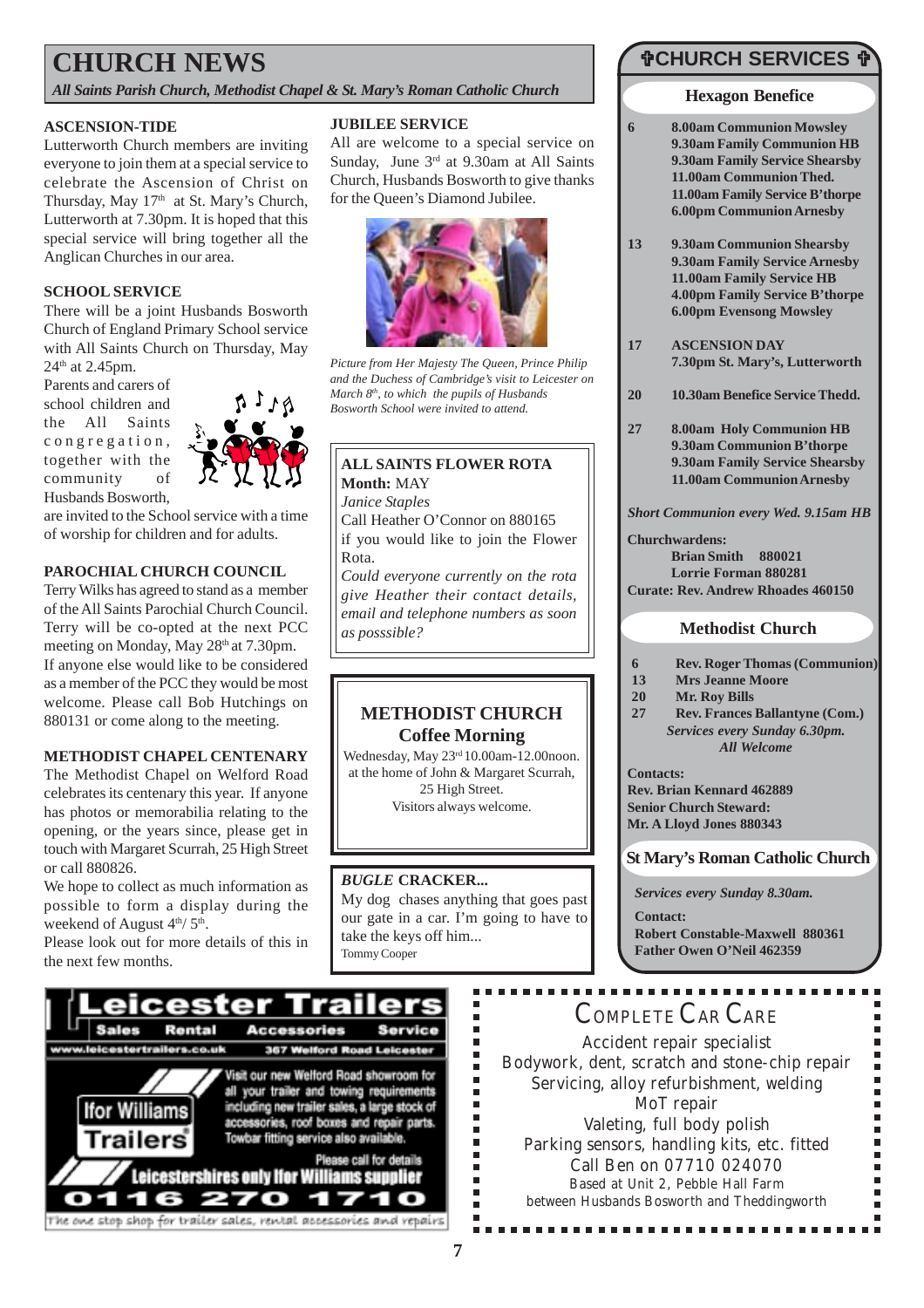# CHURCH NEWS

*All Saints Parish Church, Methodist Chapel & St. Mary's Roman Catholic Church*

### ASCENSION-TIDE

Lutterworth Church members are inviting everyone to join them at a special service to celebrate the Ascension of Christ on Thursday, May 17th at St. Mary's Church, Lutterworth at 7.30pm. It is hoped that this special service will bring together all the Anglican Churches in our area.

### SCHOOL SERVICE

There will be a joint Husbands Bosworth Church of England Primary School service with All Saints Church on Thursday, May 24th at 2.45pm.

Parents and carers of school children and the All Saints congregation, together with the community of Husbands Bosworth, are invited to the School service with a time of worship for children and for adults.

### PAROCHIAL CHURCH COUNCIL

Terry Wilks has agreed to stand as a member of the All Saints Parochial Church Council. Terry will be co-opted at the next PCC meeting on Monday, May 28th at 7.30pm.

If anyone else would like to be considered as a member of the PCC they would be most welcome. Please call Bob Hutchings on 880131 or come along to the meeting.

### METHODIST CHAPEL CENTENARY

The Methodist Chapel on Welford Road celebrates its centenary this year. If anyone has photos or memorabilia relating to the opening, or the years since, please get in touch with Margaret Scurrah, 25 High Street or call 880826.

We hope to collect as much information as possible to form a display during the weekend of August 4th/ 5th.

Please look out for more details of this in the next few months.

### JUBILEE SERVICE

All are welcome to a special service on Sunday, June 3rd at 9.30am at All Saints Church, Husbands Bosworth to give thanks for the Queen's Diamond Jubilee.

*Picture from Her Majesty The Queen, Prince Philip and the Duchess of Cambridge's visit to Leicester on March 8th, to which the pupils of Husbands Bosworth School were invited to attend.*

### ALL SAINTS FLOWER ROTA

**Month:** MAY

*Janice Staples*

Call Heather O'Connor on 880165 if you would like to join the Flower Rota.

*Could everyone currently on the rota give Heather their contact details, email and telephone numbers as soon as posssible?*

### METHODIST CHURCH Coffee Morning

Wednesday, May 23rd 10.00am-12.00noon.
at the home of John & Margaret Scurrah, 25 High Street.
Visitors always welcome.

### *BUGLE* CRACKER...

My dog chases anything that goes past our gate in a car. I'm going to have to take the keys off him...
Tommy Cooper

## ✞CHURCH SERVICES ✞

### Hexagon Benefice

| | |
|---|---|
| 6 | **8.00am Communion Mowsley**<br>**9.30am Family Communion HB**<br>**9.30am Family Service Shearsby**<br>**11.00am Communion Thed.**<br>**11.00am Family Service B'thorpe**<br>**6.00pm Communion Arnesby** |
| 13 | **9.30am Communion Shearsby**<br>**9.30am Family Service Arnesby**<br>**11.00am Family Service HB**<br>**4.00pm Family Service B'thorpe**<br>**6.00pm Evensong Mowsley** |
| 17 | **ASCENSION DAY**<br>**7.30pm St. Mary's, Lutterworth** |
| 20 | **10.30am Benefice Service Thedd.** |
| 27 | **8.00am Holy Communion HB**<br>**9.30am Communion B'thorpe**<br>**9.30am Family Service Shearsby**<br>**11.00am Communion Arnesby** |

*Short Communion every Wed. 9.15am HB*

**Churchwardens:**
**Brian Smith 880021**
**Lorrie Forman 880281**
**Curate: Rev. Andrew Rhoades 460150**

### Methodist Church

| | |
|---|---|
| 6 | **Rev. Roger Thomas (Communion)** |
| 13 | **Mrs Jeanne Moore** |
| 20 | **Mr. Roy Bills** |
| 27 | **Rev. Frances Ballantyne (Com.)** |

*Services every Sunday 6.30pm.*
*All Welcome*

**Contacts:**
**Rev. Brian Kennard 462889**
**Senior Church Steward:**
**Mr. A Lloyd Jones 880343**

### St Mary's Roman Catholic Church

*Services every Sunday 8.30am.*

**Contact:**
**Robert Constable-Maxwell 880361**
**Father Owen O'Neil 462359**

---

**Leicester Trailers**
Sales Rental Accessories Service
www.leicestertrailers.co.uk 367 Welford Road Leicester

Ifor Williams Trailers

Visit our new Welford Road showroom for all your trailer and towing requirements including new trailer sales, a large stock of accessories, roof boxes and repair parts. Towbar fitting service also available.

Please call for details
Leicestershires only Ifor Williams supplier
0116 270 1710
The one stop shop for trailer sales, rental accessories and repairs

---

**COMPLETE CAR CARE**

Accident repair specialist
Bodywork, dent, scratch and stone-chip repair
Servicing, alloy refurbishment, welding
MoT repair
Valeting, full body polish
Parking sensors, handling kits, etc. fitted
Call Ben on 07710 024070
Based at Unit 2, Pebble Hall Farm
between Husbands Bosworth and Theddingworth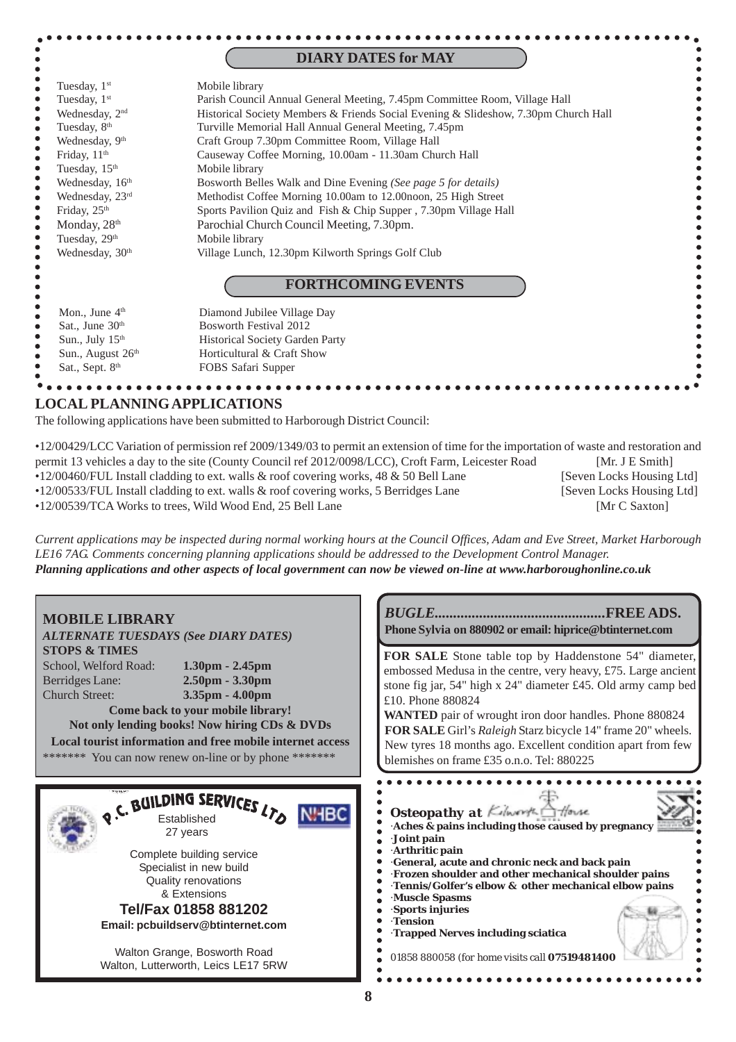## DIARY DATES for MAY

| | |
|---|---|
| Tuesday, 1st | Mobile library |
| Tuesday, 1st | Parish Council Annual General Meeting, 7.45pm Committee Room, Village Hall |
| Wednesday, 2nd | Historical Society Members & Friends Social Evening & Slideshow, 7.30pm Church Hall |
| Tuesday, 8th | Turville Memorial Hall Annual General Meeting, 7.45pm |
| Wednesday, 9th | Craft Group 7.30pm Committee Room, Village Hall |
| Friday, 11th | Causeway Coffee Morning, 10.00am - 11.30am Church Hall |
| Tuesday, 15th | Mobile library |
| Wednesday, 16th | Bosworth Belles Walk and Dine Evening *(See page 5 for details)* |
| Wednesday, 23rd | Methodist Coffee Morning 10.00am to 12.00noon, 25 High Street |
| Friday, 25th | Sports Pavilion Quiz and Fish & Chip Supper , 7.30pm Village Hall |
| Monday, 28th | Parochial Church Council Meeting, 7.30pm. |
| Tuesday, 29th | Mobile library |
| Wednesday, 30th | Village Lunch, 12.30pm Kilworth Springs Golf Club |

## FORTHCOMING EVENTS

| | |
|---|---|
| Mon., June 4th | Diamond Jubilee Village Day |
| Sat., June 30th | Bosworth Festival 2012 |
| Sun., July 15th | Historical Society Garden Party |
| Sun., August 26th | Horticultural & Craft Show |
| Sat., Sept. 8th | FOBS Safari Supper |

## LOCAL PLANNING APPLICATIONS

The following applications have been submitted to Harborough District Council:

- 12/00429/LCC Variation of permission ref 2009/1349/03 to permit an extension of time for the importation of waste and restoration and permit 13 vehicles a day to the site (County Council ref 2012/0098/LCC), Croft Farm, Leicester Road [Mr. J E Smith]
- 12/00460/FUL Install cladding to ext. walls & roof covering works, 48 & 50 Bell Lane [Seven Locks Housing Ltd]
- 12/00533/FUL Install cladding to ext. walls & roof covering works, 5 Berridges Lane [Seven Locks Housing Ltd]
- 12/00539/TCA Works to trees, Wild Wood End, 25 Bell Lane [Mr C Saxton]

*Current applications may be inspected during normal working hours at the Council Offices, Adam and Eve Street, Market Harborough LE16 7AG. Comments concerning planning applications should be addressed to the Development Control Manager.*

***Planning applications and other aspects of local government can now be viewed on-line at www.harboroughonline.co.uk***

## MOBILE LIBRARY

***ALTERNATE TUESDAYS (See DIARY DATES)***

**STOPS & TIMES**

| | |
|---|---|
| School, Welford Road: | **1.30pm - 2.45pm** |
| Berridges Lane: | **2.50pm - 3.30pm** |
| Church Street: | **3.35pm - 4.00pm** |

**Come back to your mobile library!**

**Not only lending books! Now hiring CDs & DVDs**

**Local tourist information and free mobile internet access**

******* You can now renew on-line or by phone *******

**P.C. BUILDING SERVICES LTD**

Established 27 years

NHBC

Complete building service
Specialist in new build
Quality renovations
& Extensions

**Tel/Fax 01858 881202**

**Email: pcbuildserv@btinternet.com**

Walton Grange, Bosworth Road
Walton, Lutterworth, Leics LE17 5RW

## *BUGLE*.............................................FREE ADS.

**Phone Sylvia on 880902 or email: hiprice@btinternet.com**

**FOR SALE** Stone table top by Haddenstone 54" diameter, embossed Medusa in the centre, very heavy, £75. Large ancient stone fig jar, 54" high x 24" diameter £45. Old army camp bed £10. Phone 880824

**WANTED** pair of wrought iron door handles. Phone 880824

**FOR SALE** Girl's *Raleigh* Starz bicycle 14" frame 20" wheels. New tyres 18 months ago. Excellent condition apart from few blemishes on frame £35 o.n.o. Tel: 880225

***Osteopathy at*** Kilworth House

- **Aches & pains including those caused by pregnancy**
- **Joint pain**
- **Arthritic pain**
- **General, acute and chronic neck and back pain**
- **Frozen shoulder and other mechanical shoulder pains**
- **Tennis/Golfer's elbow & other mechanical elbow pains**
- **Muscle Spasms**
- **Sports injuries**
- **Tension**
- **Trapped Nerves including sciatica**

01858 880058 (for home visits call **07519481400**